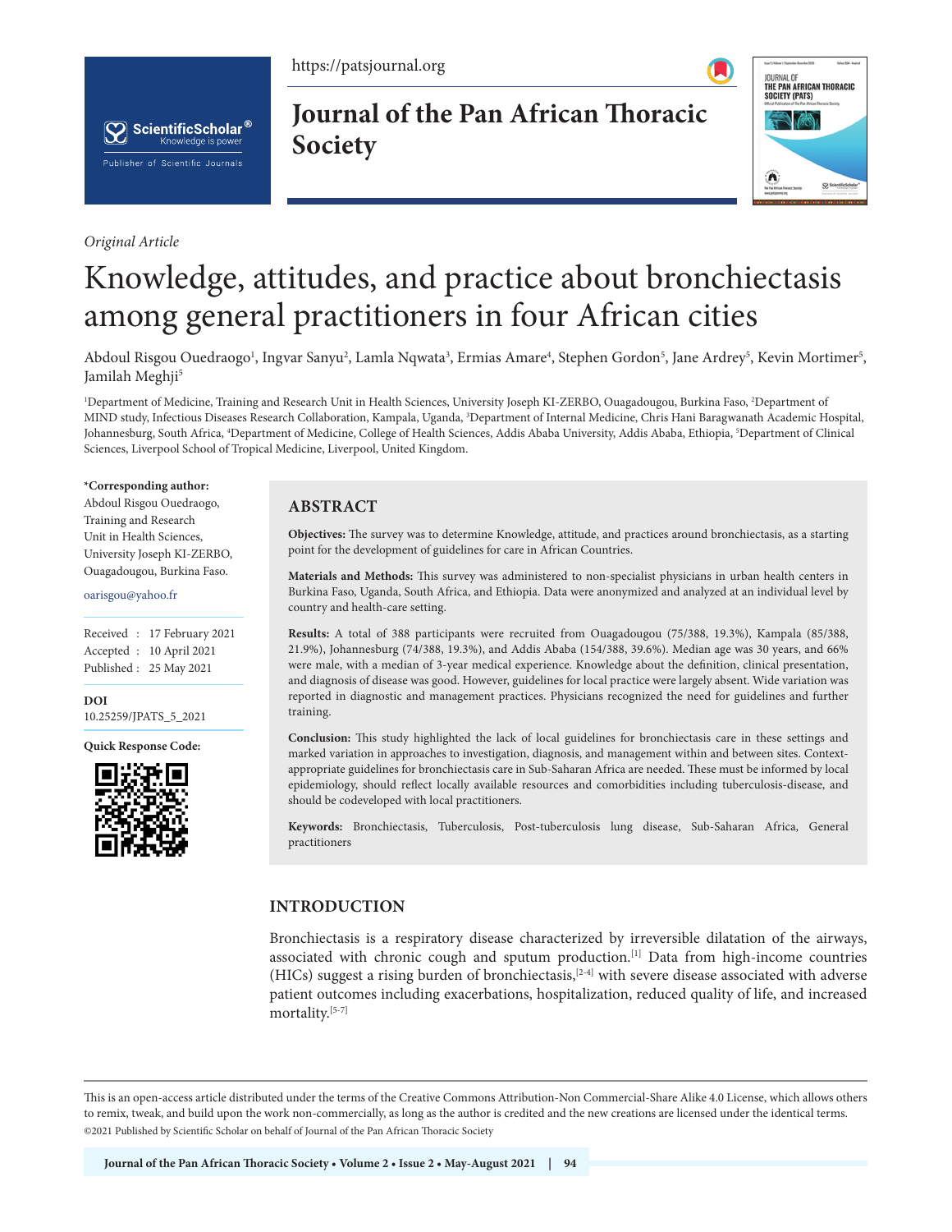*Original Article*

# Knowledge, attitudes, and practice about bronchiectasis among general practitioners in four African cities

Abdoul Risgou Ouedraogo[1], Ingvar Sanyu[2], Lamla Nqwata[3], Ermias Amare[4], Stephen Gordon[5], Jane Ardrey[5], Kevin Mortimer[5], Jamilah Meghji[5]

[1]Department of Medicine, Training and Research Unit in Health Sciences, University Joseph KI-ZERBO, Ouagadougou, Burkina Faso, [2]Department of MIND study, Infectious Diseases Research Collaboration, Kampala, Uganda, [3]Department of Internal Medicine, Chris Hani Baragwanath Academic Hospital, Johannesburg, South Africa, [4]Department of Medicine, College of Health Sciences, Addis Ababa University, Addis Ababa, Ethiopia, [5]Department of Clinical Sciences, Liverpool School of Tropical Medicine, Liverpool, United Kingdom.

**\*Corresponding author:**
Abdoul Risgou Ouedraogo, Training and Research Unit in Health Sciences, University Joseph KI-ZERBO, Ouagadougou, Burkina Faso.

oarisgou@yahoo.fr

Received : 17 February 2021
Accepted : 10 April 2021
Published : 25 May 2021

**DOI**
10.25259/JPATS_5_2021

**Quick Response Code:**

## ABSTRACT

**Objectives:** The survey was to determine Knowledge, attitude, and practices around bronchiectasis, as a starting point for the development of guidelines for care in African Countries.

**Materials and Methods:** This survey was administered to non-specialist physicians in urban health centers in Burkina Faso, Uganda, South Africa, and Ethiopia. Data were anonymized and analyzed at an individual level by country and health-care setting.

**Results:** A total of 388 participants were recruited from Ouagadougou (75/388, 19.3%), Kampala (85/388, 21.9%), Johannesburg (74/388, 19.3%), and Addis Ababa (154/388, 39.6%). Median age was 30 years, and 66% were male, with a median of 3-year medical experience. Knowledge about the definition, clinical presentation, and diagnosis of disease was good. However, guidelines for local practice were largely absent. Wide variation was reported in diagnostic and management practices. Physicians recognized the need for guidelines and further training.

**Conclusion:** This study highlighted the lack of local guidelines for bronchiectasis care in these settings and marked variation in approaches to investigation, diagnosis, and management within and between sites. Context-appropriate guidelines for bronchiectasis care in Sub-Saharan Africa are needed. These must be informed by local epidemiology, should reflect locally available resources and comorbidities including tuberculosis-disease, and should be codeveloped with local practitioners.

**Keywords:** Bronchiectasis, Tuberculosis, Post-tuberculosis lung disease, Sub-Saharan Africa, General practitioners

## INTRODUCTION

Bronchiectasis is a respiratory disease characterized by irreversible dilatation of the airways, associated with chronic cough and sputum production.[1] Data from high-income countries (HICs) suggest a rising burden of bronchiectasis,[2-4] with severe disease associated with adverse patient outcomes including exacerbations, hospitalization, reduced quality of life, and increased mortality.[5-7]

This is an open-access article distributed under the terms of the Creative Commons Attribution-Non Commercial-Share Alike 4.0 License, which allows others to remix, tweak, and build upon the work non-commercially, as long as the author is credited and the new creations are licensed under the identical terms.
©2021 Published by Scientific Scholar on behalf of Journal of the Pan African Thoracic Society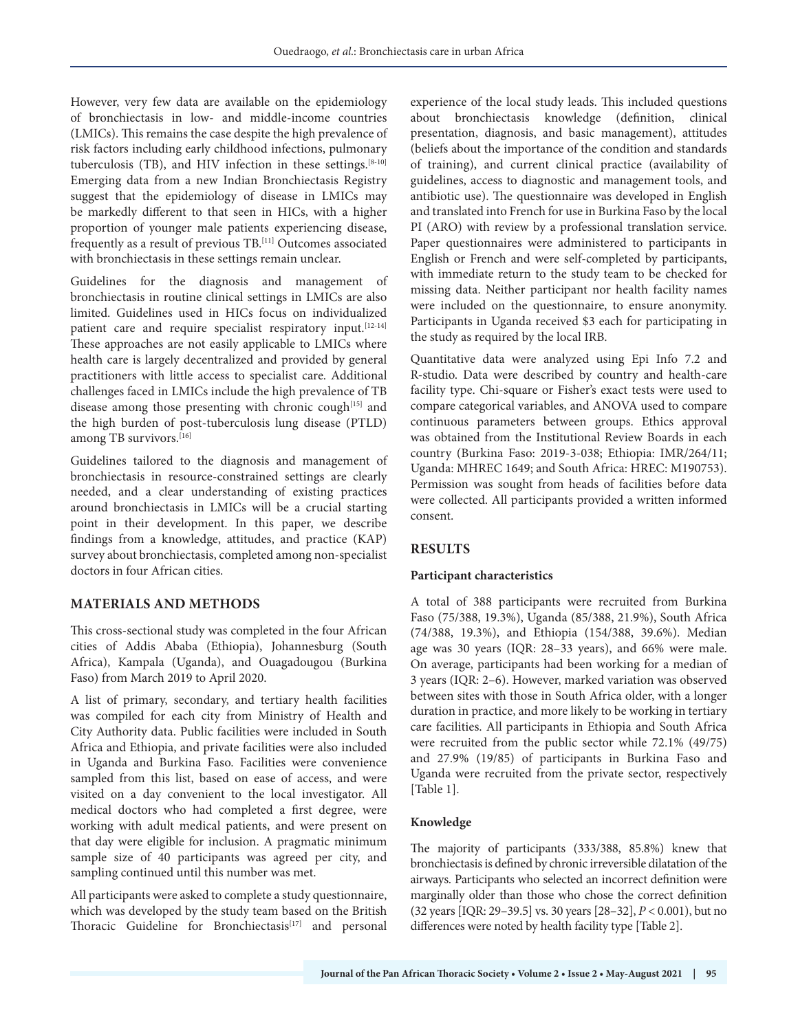However, very few data are available on the epidemiology of bronchiectasis in low- and middle-income countries (LMICs). This remains the case despite the high prevalence of risk factors including early childhood infections, pulmonary tuberculosis (TB), and HIV infection in these settings.[8-10] Emerging data from a new Indian Bronchiectasis Registry suggest that the epidemiology of disease in LMICs may be markedly different to that seen in HICs, with a higher proportion of younger male patients experiencing disease, frequently as a result of previous TB.[11] Outcomes associated with bronchiectasis in these settings remain unclear.

Guidelines for the diagnosis and management of bronchiectasis in routine clinical settings in LMICs are also limited. Guidelines used in HICs focus on individualized patient care and require specialist respiratory input.[12-14] These approaches are not easily applicable to LMICs where health care is largely decentralized and provided by general practitioners with little access to specialist care. Additional challenges faced in LMICs include the high prevalence of TB disease among those presenting with chronic cough[15] and the high burden of post-tuberculosis lung disease (PTLD) among TB survivors.[16]

Guidelines tailored to the diagnosis and management of bronchiectasis in resource-constrained settings are clearly needed, and a clear understanding of existing practices around bronchiectasis in LMICs will be a crucial starting point in their development. In this paper, we describe findings from a knowledge, attitudes, and practice (KAP) survey about bronchiectasis, completed among non-specialist doctors in four African cities.

## MATERIALS AND METHODS

This cross-sectional study was completed in the four African cities of Addis Ababa (Ethiopia), Johannesburg (South Africa), Kampala (Uganda), and Ouagadougou (Burkina Faso) from March 2019 to April 2020.

A list of primary, secondary, and tertiary health facilities was compiled for each city from Ministry of Health and City Authority data. Public facilities were included in South Africa and Ethiopia, and private facilities were also included in Uganda and Burkina Faso. Facilities were convenience sampled from this list, based on ease of access, and were visited on a day convenient to the local investigator. All medical doctors who had completed a first degree, were working with adult medical patients, and were present on that day were eligible for inclusion. A pragmatic minimum sample size of 40 participants was agreed per city, and sampling continued until this number was met.

All participants were asked to complete a study questionnaire, which was developed by the study team based on the British Thoracic Guideline for Bronchiectasis[17] and personal experience of the local study leads. This included questions about bronchiectasis knowledge (definition, clinical presentation, diagnosis, and basic management), attitudes (beliefs about the importance of the condition and standards of training), and current clinical practice (availability of guidelines, access to diagnostic and management tools, and antibiotic use). The questionnaire was developed in English and translated into French for use in Burkina Faso by the local PI (ARO) with review by a professional translation service. Paper questionnaires were administered to participants in English or French and were self-completed by participants, with immediate return to the study team to be checked for missing data. Neither participant nor health facility names were included on the questionnaire, to ensure anonymity. Participants in Uganda received $3 each for participating in the study as required by the local IRB.

Quantitative data were analyzed using Epi Info 7.2 and R-studio. Data were described by country and health-care facility type. Chi-square or Fisher's exact tests were used to compare categorical variables, and ANOVA used to compare continuous parameters between groups. Ethics approval was obtained from the Institutional Review Boards in each country (Burkina Faso: 2019-3-038; Ethiopia: IMR/264/11; Uganda: MHREC 1649; and South Africa: HREC: M190753). Permission was sought from heads of facilities before data were collected. All participants provided a written informed consent.

## RESULTS

### Participant characteristics

A total of 388 participants were recruited from Burkina Faso (75/388, 19.3%), Uganda (85/388, 21.9%), South Africa (74/388, 19.3%), and Ethiopia (154/388, 39.6%). Median age was 30 years (IQR: 28–33 years), and 66% were male. On average, participants had been working for a median of 3 years (IQR: 2–6). However, marked variation was observed between sites with those in South Africa older, with a longer duration in practice, and more likely to be working in tertiary care facilities. All participants in Ethiopia and South Africa were recruited from the public sector while 72.1% (49/75) and 27.9% (19/85) of participants in Burkina Faso and Uganda were recruited from the private sector, respectively [Table 1].

### Knowledge

The majority of participants (333/388, 85.8%) knew that bronchiectasis is defined by chronic irreversible dilatation of the airways. Participants who selected an incorrect definition were marginally older than those who chose the correct definition (32 years [IQR: 29–39.5] vs. 30 years [28–32], $P < 0.001$), but no differences were noted by health facility type [Table 2].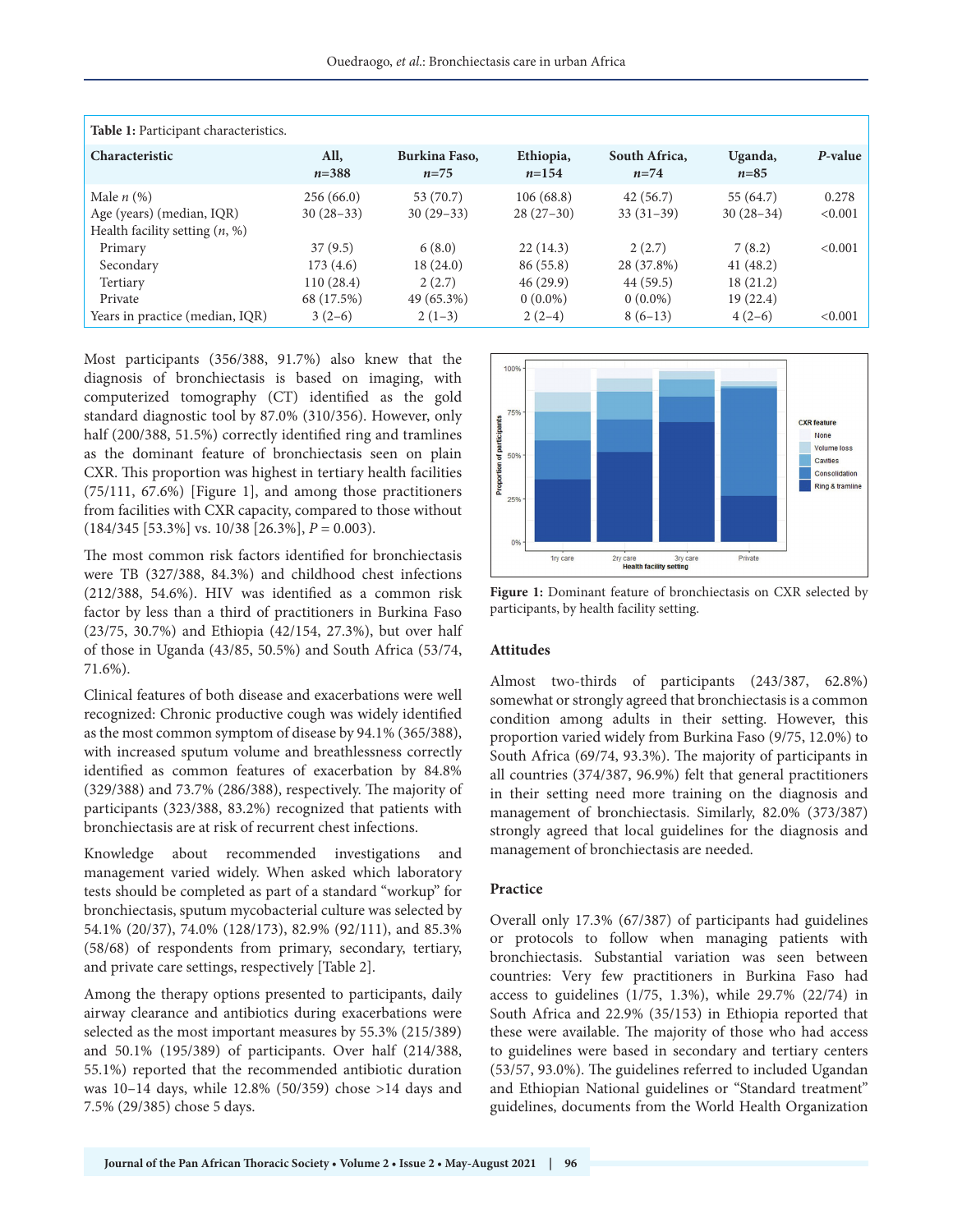**Table 1:** Participant characteristics.

| Characteristic | All, *n*=388 | Burkina Faso, *n*=75 | Ethiopia, *n*=154 | South Africa, *n*=74 | Uganda, *n*=85 | *P*-value |
|---|---|---|---|---|---|---|
| Male *n* (%) | 256 (66.0) | 53 (70.7) | 106 (68.8) | 42 (56.7) | 55 (64.7) | 0.278 |
| Age (years) (median, IQR) | 30 (28–33) | 30 (29–33) | 28 (27–30) | 33 (31–39) | 30 (28–34) | <0.001 |
| Health facility setting (*n*, %) | | | | | | |
| Primary | 37 (9.5) | 6 (8.0) | 22 (14.3) | 2 (2.7) | 7 (8.2) | <0.001 |
| Secondary | 173 (4.6) | 18 (24.0) | 86 (55.8) | 28 (37.8%) | 41 (48.2) | |
| Tertiary | 110 (28.4) | 2 (2.7) | 46 (29.9) | 44 (59.5) | 18 (21.2) | |
| Private | 68 (17.5%) | 49 (65.3%) | 0 (0.0%) | 0 (0.0%) | 19 (22.4) | |
| Years in practice (median, IQR) | 3 (2–6) | 2 (1–3) | 2 (2–4) | 8 (6–13) | 4 (2–6) | <0.001 |

Most participants (356/388, 91.7%) also knew that the diagnosis of bronchiectasis is based on imaging, with computerized tomography (CT) identified as the gold standard diagnostic tool by 87.0% (310/356). However, only half (200/388, 51.5%) correctly identified ring and tramlines as the dominant feature of bronchiectasis seen on plain CXR. This proportion was highest in tertiary health facilities (75/111, 67.6%) [Figure 1], and among those practitioners from facilities with CXR capacity, compared to those without (184/345 [53.3%] vs. 10/38 [26.3%], *P* = 0.003).

The most common risk factors identified for bronchiectasis were TB (327/388, 84.3%) and childhood chest infections (212/388, 54.6%). HIV was identified as a common risk factor by less than a third of practitioners in Burkina Faso (23/75, 30.7%) and Ethiopia (42/154, 27.3%), but over half of those in Uganda (43/85, 50.5%) and South Africa (53/74, 71.6%).

Clinical features of both disease and exacerbations were well recognized: Chronic productive cough was widely identified as the most common symptom of disease by 94.1% (365/388), with increased sputum volume and breathlessness correctly identified as common features of exacerbation by 84.8% (329/388) and 73.7% (286/388), respectively. The majority of participants (323/388, 83.2%) recognized that patients with bronchiectasis are at risk of recurrent chest infections.

Knowledge about recommended investigations and management varied widely. When asked which laboratory tests should be completed as part of a standard "workup" for bronchiectasis, sputum mycobacterial culture was selected by 54.1% (20/37), 74.0% (128/173), 82.9% (92/111), and 85.3% (58/68) of respondents from primary, secondary, tertiary, and private care settings, respectively [Table 2].

Among the therapy options presented to participants, daily airway clearance and antibiotics during exacerbations were selected as the most important measures by 55.3% (215/389) and 50.1% (195/389) of participants. Over half (214/388, 55.1%) reported that the recommended antibiotic duration was 10–14 days, while 12.8% (50/359) chose >14 days and 7.5% (29/385) chose 5 days.

**Figure 1:** Dominant feature of bronchiectasis on CXR selected by participants, by health facility setting.

### Attitudes

Almost two-thirds of participants (243/387, 62.8%) somewhat or strongly agreed that bronchiectasis is a common condition among adults in their setting. However, this proportion varied widely from Burkina Faso (9/75, 12.0%) to South Africa (69/74, 93.3%). The majority of participants in all countries (374/387, 96.9%) felt that general practitioners in their setting need more training on the diagnosis and management of bronchiectasis. Similarly, 82.0% (373/387) strongly agreed that local guidelines for the diagnosis and management of bronchiectasis are needed.

### Practice

Overall only 17.3% (67/387) of participants had guidelines or protocols to follow when managing patients with bronchiectasis. Substantial variation was seen between countries: Very few practitioners in Burkina Faso had access to guidelines (1/75, 1.3%), while 29.7% (22/74) in South Africa and 22.9% (35/153) in Ethiopia reported that these were available. The majority of those who had access to guidelines were based in secondary and tertiary centers (53/57, 93.0%). The guidelines referred to included Ugandan and Ethiopian National guidelines or "Standard treatment" guidelines, documents from the World Health Organization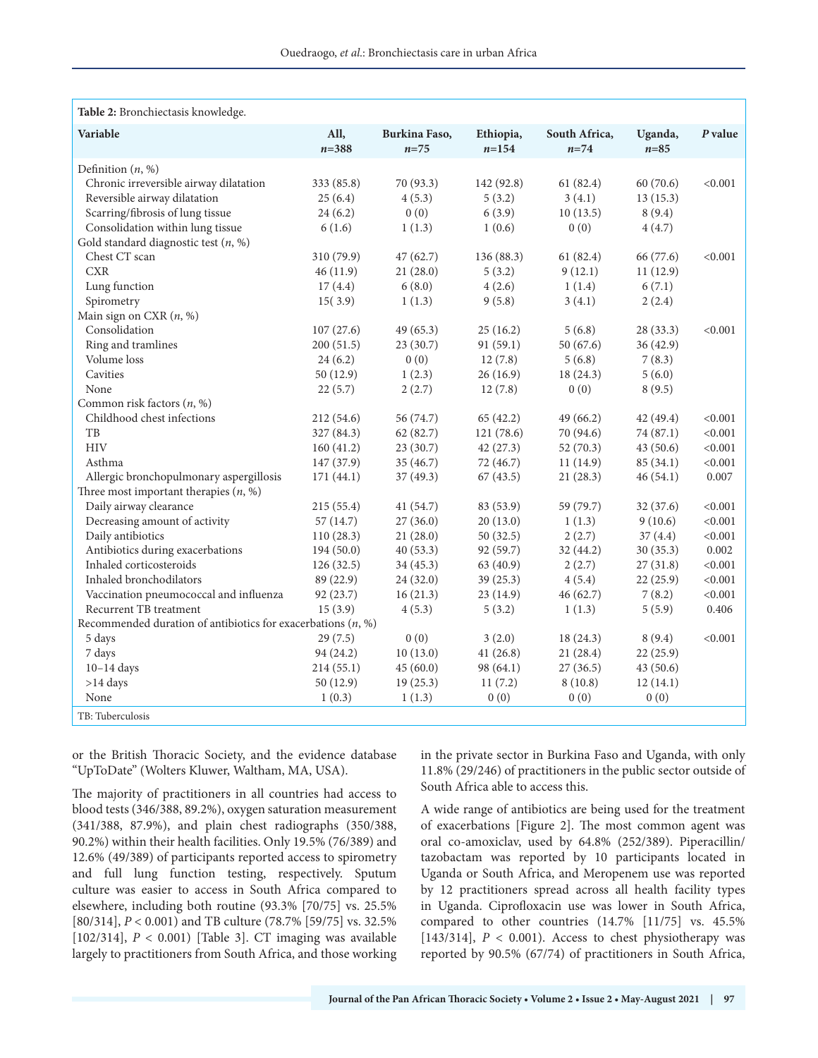**Table 2:** Bronchiectasis knowledge.

| Variable | All, $n$=388 | Burkina Faso, $n$=75 | Ethiopia, $n$=154 | South Africa, $n$=74 | Uganda, $n$=85 | *P* value |
|---|---|---|---|---|---|---|
| Definition ($n$, %) | | | | | | |
| Chronic irreversible airway dilatation | 333 (85.8) | 70 (93.3) | 142 (92.8) | 61 (82.4) | 60 (70.6) | <0.001 |
| Reversible airway dilatation | 25 (6.4) | 4 (5.3) | 5 (3.2) | 3 (4.1) | 13 (15.3) | |
| Scarring/fibrosis of lung tissue | 24 (6.2) | 0 (0) | 6 (3.9) | 10 (13.5) | 8 (9.4) | |
| Consolidation within lung tissue | 6 (1.6) | 1 (1.3) | 1 (0.6) | 0 (0) | 4 (4.7) | |
| Gold standard diagnostic test ($n$, %) | | | | | | |
| Chest CT scan | 310 (79.9) | 47 (62.7) | 136 (88.3) | 61 (82.4) | 66 (77.6) | <0.001 |
| CXR | 46 (11.9) | 21 (28.0) | 5 (3.2) | 9 (12.1) | 11 (12.9) | |
| Lung function | 17 (4.4) | 6 (8.0) | 4 (2.6) | 1 (1.4) | 6 (7.1) | |
| Spirometry | 15( 3.9) | 1 (1.3) | 9 (5.8) | 3 (4.1) | 2 (2.4) | |
| Main sign on CXR ($n$, %) | | | | | | |
| Consolidation | 107 (27.6) | 49 (65.3) | 25 (16.2) | 5 (6.8) | 28 (33.3) | <0.001 |
| Ring and tramlines | 200 (51.5) | 23 (30.7) | 91 (59.1) | 50 (67.6) | 36 (42.9) | |
| Volume loss | 24 (6.2) | 0 (0) | 12 (7.8) | 5 (6.8) | 7 (8.3) | |
| Cavities | 50 (12.9) | 1 (2.3) | 26 (16.9) | 18 (24.3) | 5 (6.0) | |
| None | 22 (5.7) | 2 (2.7) | 12 (7.8) | 0 (0) | 8 (9.5) | |
| Common risk factors ($n$, %) | | | | | | |
| Childhood chest infections | 212 (54.6) | 56 (74.7) | 65 (42.2) | 49 (66.2) | 42 (49.4) | <0.001 |
| TB | 327 (84.3) | 62 (82.7) | 121 (78.6) | 70 (94.6) | 74 (87.1) | <0.001 |
| HIV | 160 (41.2) | 23 (30.7) | 42 (27.3) | 52 (70.3) | 43 (50.6) | <0.001 |
| Asthma | 147 (37.9) | 35 (46.7) | 72 (46.7) | 11 (14.9) | 85 (34.1) | <0.001 |
| Allergic bronchopulmonary aspergillosis | 171 (44.1) | 37 (49.3) | 67 (43.5) | 21 (28.3) | 46 (54.1) | 0.007 |
| Three most important therapies ($n$, %) | | | | | | |
| Daily airway clearance | 215 (55.4) | 41 (54.7) | 83 (53.9) | 59 (79.7) | 32 (37.6) | <0.001 |
| Decreasing amount of activity | 57 (14.7) | 27 (36.0) | 20 (13.0) | 1 (1.3) | 9 (10.6) | <0.001 |
| Daily antibiotics | 110 (28.3) | 21 (28.0) | 50 (32.5) | 2 (2.7) | 37 (4.4) | <0.001 |
| Antibiotics during exacerbations | 194 (50.0) | 40 (53.3) | 92 (59.7) | 32 (44.2) | 30 (35.3) | 0.002 |
| Inhaled corticosteroids | 126 (32.5) | 34 (45.3) | 63 (40.9) | 2 (2.7) | 27 (31.8) | <0.001 |
| Inhaled bronchodilators | 89 (22.9) | 24 (32.0) | 39 (25.3) | 4 (5.4) | 22 (25.9) | <0.001 |
| Vaccination pneumococcal and influenza | 92 (23.7) | 16 (21.3) | 23 (14.9) | 46 (62.7) | 7 (8.2) | <0.001 |
| Recurrent TB treatment | 15 (3.9) | 4 (5.3) | 5 (3.2) | 1 (1.3) | 5 (5.9) | 0.406 |
| Recommended duration of antibiotics for exacerbations ($n$, %) | | | | | | |
| 5 days | 29 (7.5) | 0 (0) | 3 (2.0) | 18 (24.3) | 8 (9.4) | <0.001 |
| 7 days | 94 (24.2) | 10 (13.0) | 41 (26.8) | 21 (28.4) | 22 (25.9) | |
| 10–14 days | 214 (55.1) | 45 (60.0) | 98 (64.1) | 27 (36.5) | 43 (50.6) | |
| >14 days | 50 (12.9) | 19 (25.3) | 11 (7.2) | 8 (10.8) | 12 (14.1) | |
| None | 1 (0.3) | 1 (1.3) | 0 (0) | 0 (0) | 0 (0) | |

TB: Tuberculosis

or the British Thoracic Society, and the evidence database "UpToDate" (Wolters Kluwer, Waltham, MA, USA).

The majority of practitioners in all countries had access to blood tests (346/388, 89.2%), oxygen saturation measurement (341/388, 87.9%), and plain chest radiographs (350/388, 90.2%) within their health facilities. Only 19.5% (76/389) and 12.6% (49/389) of participants reported access to spirometry and full lung function testing, respectively. Sputum culture was easier to access in South Africa compared to elsewhere, including both routine (93.3% [70/75] vs. 25.5% [80/314], $P < 0.001$) and TB culture (78.7% [59/75] vs. 32.5% [102/314], $P < 0.001$) [Table 3]. CT imaging was available largely to practitioners from South Africa, and those working in the private sector in Burkina Faso and Uganda, with only 11.8% (29/246) of practitioners in the public sector outside of South Africa able to access this.

A wide range of antibiotics are being used for the treatment of exacerbations [Figure 2]. The most common agent was oral co-amoxiclav, used by 64.8% (252/389). Piperacillin/tazobactam was reported by 10 participants located in Uganda or South Africa, and Meropenem use was reported by 12 practitioners spread across all health facility types in Uganda. Ciprofloxacin use was lower in South Africa, compared to other countries (14.7% [11/75] vs. 45.5% [143/314], $P < 0.001$). Access to chest physiotherapy was reported by 90.5% (67/74) of practitioners in South Africa,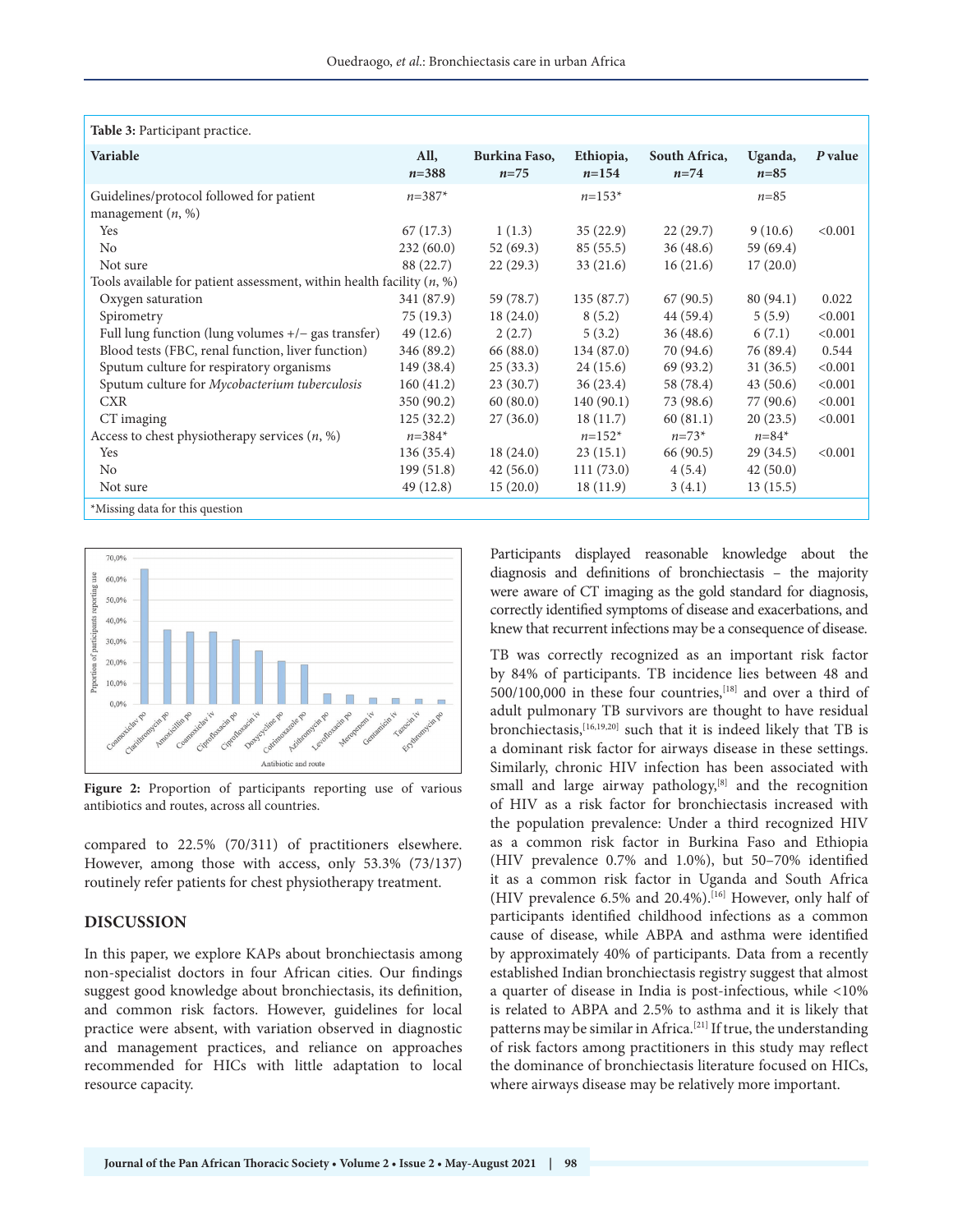**Table 3:** Participant practice.

| Variable | All, *n*=388 | Burkina Faso, *n*=75 | Ethiopia, *n*=154 | South Africa, *n*=74 | Uganda, *n*=85 | *P* value |
|---|---|---|---|---|---|---|
| Guidelines/protocol followed for patient management (*n*, %) | *n*=387* | | *n*=153* | | *n*=85 | |
| Yes | 67 (17.3) | 1 (1.3) | 35 (22.9) | 22 (29.7) | 9 (10.6) | <0.001 |
| No | 232 (60.0) | 52 (69.3) | 85 (55.5) | 36 (48.6) | 59 (69.4) | |
| Not sure | 88 (22.7) | 22 (29.3) | 33 (21.6) | 16 (21.6) | 17 (20.0) | |
| Tools available for patient assessment, within health facility (*n*, %) | | | | | | |
| Oxygen saturation | 341 (87.9) | 59 (78.7) | 135 (87.7) | 67 (90.5) | 80 (94.1) | 0.022 |
| Spirometry | 75 (19.3) | 18 (24.0) | 8 (5.2) | 44 (59.4) | 5 (5.9) | <0.001 |
| Full lung function (lung volumes +/− gas transfer) | 49 (12.6) | 2 (2.7) | 5 (3.2) | 36 (48.6) | 6 (7.1) | <0.001 |
| Blood tests (FBC, renal function, liver function) | 346 (89.2) | 66 (88.0) | 134 (87.0) | 70 (94.6) | 76 (89.4) | 0.544 |
| Sputum culture for respiratory organisms | 149 (38.4) | 25 (33.3) | 24 (15.6) | 69 (93.2) | 31 (36.5) | <0.001 |
| Sputum culture for *Mycobacterium tuberculosis* | 160 (41.2) | 23 (30.7) | 36 (23.4) | 58 (78.4) | 43 (50.6) | <0.001 |
| CXR | 350 (90.2) | 60 (80.0) | 140 (90.1) | 73 (98.6) | 77 (90.6) | <0.001 |
| CT imaging | 125 (32.2) | 27 (36.0) | 18 (11.7) | 60 (81.1) | 20 (23.5) | <0.001 |
| Access to chest physiotherapy services (*n*, %) | *n*=384* | | *n*=152* | *n*=73* | *n*=84* | |
| Yes | 136 (35.4) | 18 (24.0) | 23 (15.1) | 66 (90.5) | 29 (34.5) | <0.001 |
| No | 199 (51.8) | 42 (56.0) | 111 (73.0) | 4 (5.4) | 42 (50.0) | |
| Not sure | 49 (12.8) | 15 (20.0) | 18 (11.9) | 3 (4.1) | 13 (15.5) | |

*Missing data for this question

**Figure 2:** Proportion of participants reporting use of various antibiotics and routes, across all countries.

compared to 22.5% (70/311) of practitioners elsewhere. However, among those with access, only 53.3% (73/137) routinely refer patients for chest physiotherapy treatment.

## DISCUSSION

In this paper, we explore KAPs about bronchiectasis among non-specialist doctors in four African cities. Our findings suggest good knowledge about bronchiectasis, its definition, and common risk factors. However, guidelines for local practice were absent, with variation observed in diagnostic and management practices, and reliance on approaches recommended for HICs with little adaptation to local resource capacity.

Participants displayed reasonable knowledge about the diagnosis and definitions of bronchiectasis – the majority were aware of CT imaging as the gold standard for diagnosis, correctly identified symptoms of disease and exacerbations, and knew that recurrent infections may be a consequence of disease.

TB was correctly recognized as an important risk factor by 84% of participants. TB incidence lies between 48 and 500/100,000 in these four countries,[18] and over a third of adult pulmonary TB survivors are thought to have residual bronchiectasis,[16,19,20] such that it is indeed likely that TB is a dominant risk factor for airways disease in these settings. Similarly, chronic HIV infection has been associated with small and large airway pathology,[8] and the recognition of HIV as a risk factor for bronchiectasis increased with the population prevalence: Under a third recognized HIV as a common risk factor in Burkina Faso and Ethiopia (HIV prevalence 0.7% and 1.0%), but 50–70% identified it as a common risk factor in Uganda and South Africa (HIV prevalence 6.5% and 20.4%).[16] However, only half of participants identified childhood infections as a common cause of disease, while ABPA and asthma were identified by approximately 40% of participants. Data from a recently established Indian bronchiectasis registry suggest that almost a quarter of disease in India is post-infectious, while <10% is related to ABPA and 2.5% to asthma and it is likely that patterns may be similar in Africa.[21] If true, the understanding of risk factors among practitioners in this study may reflect the dominance of bronchiectasis literature focused on HICs, where airways disease may be relatively more important.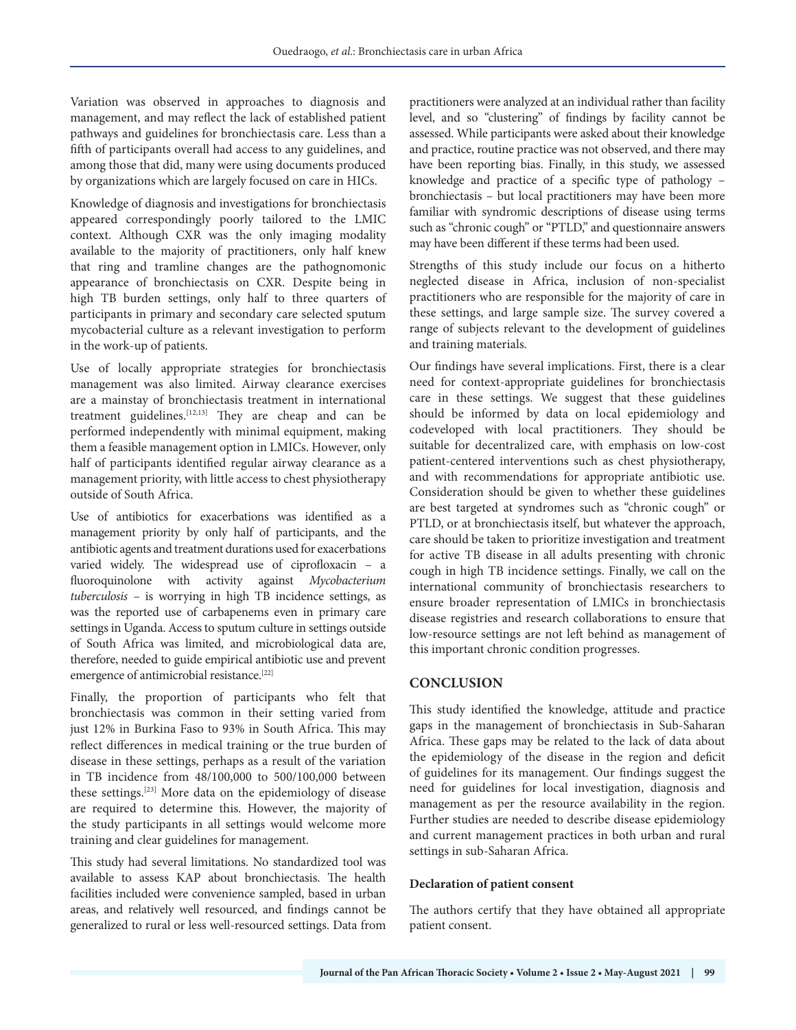Variation was observed in approaches to diagnosis and management, and may reflect the lack of established patient pathways and guidelines for bronchiectasis care. Less than a fifth of participants overall had access to any guidelines, and among those that did, many were using documents produced by organizations which are largely focused on care in HICs.

Knowledge of diagnosis and investigations for bronchiectasis appeared correspondingly poorly tailored to the LMIC context. Although CXR was the only imaging modality available to the majority of practitioners, only half knew that ring and tramline changes are the pathognomonic appearance of bronchiectasis on CXR. Despite being in high TB burden settings, only half to three quarters of participants in primary and secondary care selected sputum mycobacterial culture as a relevant investigation to perform in the work-up of patients.

Use of locally appropriate strategies for bronchiectasis management was also limited. Airway clearance exercises are a mainstay of bronchiectasis treatment in international treatment guidelines.[12,13] They are cheap and can be performed independently with minimal equipment, making them a feasible management option in LMICs. However, only half of participants identified regular airway clearance as a management priority, with little access to chest physiotherapy outside of South Africa.

Use of antibiotics for exacerbations was identified as a management priority by only half of participants, and the antibiotic agents and treatment durations used for exacerbations varied widely. The widespread use of ciprofloxacin – a fluoroquinolone with activity against *Mycobacterium tuberculosis* – is worrying in high TB incidence settings, as was the reported use of carbapenems even in primary care settings in Uganda. Access to sputum culture in settings outside of South Africa was limited, and microbiological data are, therefore, needed to guide empirical antibiotic use and prevent emergence of antimicrobial resistance.[22]

Finally, the proportion of participants who felt that bronchiectasis was common in their setting varied from just 12% in Burkina Faso to 93% in South Africa. This may reflect differences in medical training or the true burden of disease in these settings, perhaps as a result of the variation in TB incidence from 48/100,000 to 500/100,000 between these settings.[23] More data on the epidemiology of disease are required to determine this. However, the majority of the study participants in all settings would welcome more training and clear guidelines for management.

This study had several limitations. No standardized tool was available to assess KAP about bronchiectasis. The health facilities included were convenience sampled, based in urban areas, and relatively well resourced, and findings cannot be generalized to rural or less well-resourced settings. Data from practitioners were analyzed at an individual rather than facility level, and so "clustering" of findings by facility cannot be assessed. While participants were asked about their knowledge and practice, routine practice was not observed, and there may have been reporting bias. Finally, in this study, we assessed knowledge and practice of a specific type of pathology – bronchiectasis – but local practitioners may have been more familiar with syndromic descriptions of disease using terms such as "chronic cough" or "PTLD," and questionnaire answers may have been different if these terms had been used.

Strengths of this study include our focus on a hitherto neglected disease in Africa, inclusion of non-specialist practitioners who are responsible for the majority of care in these settings, and large sample size. The survey covered a range of subjects relevant to the development of guidelines and training materials.

Our findings have several implications. First, there is a clear need for context-appropriate guidelines for bronchiectasis care in these settings. We suggest that these guidelines should be informed by data on local epidemiology and codeveloped with local practitioners. They should be suitable for decentralized care, with emphasis on low-cost patient-centered interventions such as chest physiotherapy, and with recommendations for appropriate antibiotic use. Consideration should be given to whether these guidelines are best targeted at syndromes such as "chronic cough" or PTLD, or at bronchiectasis itself, but whatever the approach, care should be taken to prioritize investigation and treatment for active TB disease in all adults presenting with chronic cough in high TB incidence settings. Finally, we call on the international community of bronchiectasis researchers to ensure broader representation of LMICs in bronchiectasis disease registries and research collaborations to ensure that low-resource settings are not left behind as management of this important chronic condition progresses.

## CONCLUSION

This study identified the knowledge, attitude and practice gaps in the management of bronchiectasis in Sub-Saharan Africa. These gaps may be related to the lack of data about the epidemiology of the disease in the region and deficit of guidelines for its management. Our findings suggest the need for guidelines for local investigation, diagnosis and management as per the resource availability in the region. Further studies are needed to describe disease epidemiology and current management practices in both urban and rural settings in sub-Saharan Africa.

### Declaration of patient consent

The authors certify that they have obtained all appropriate patient consent.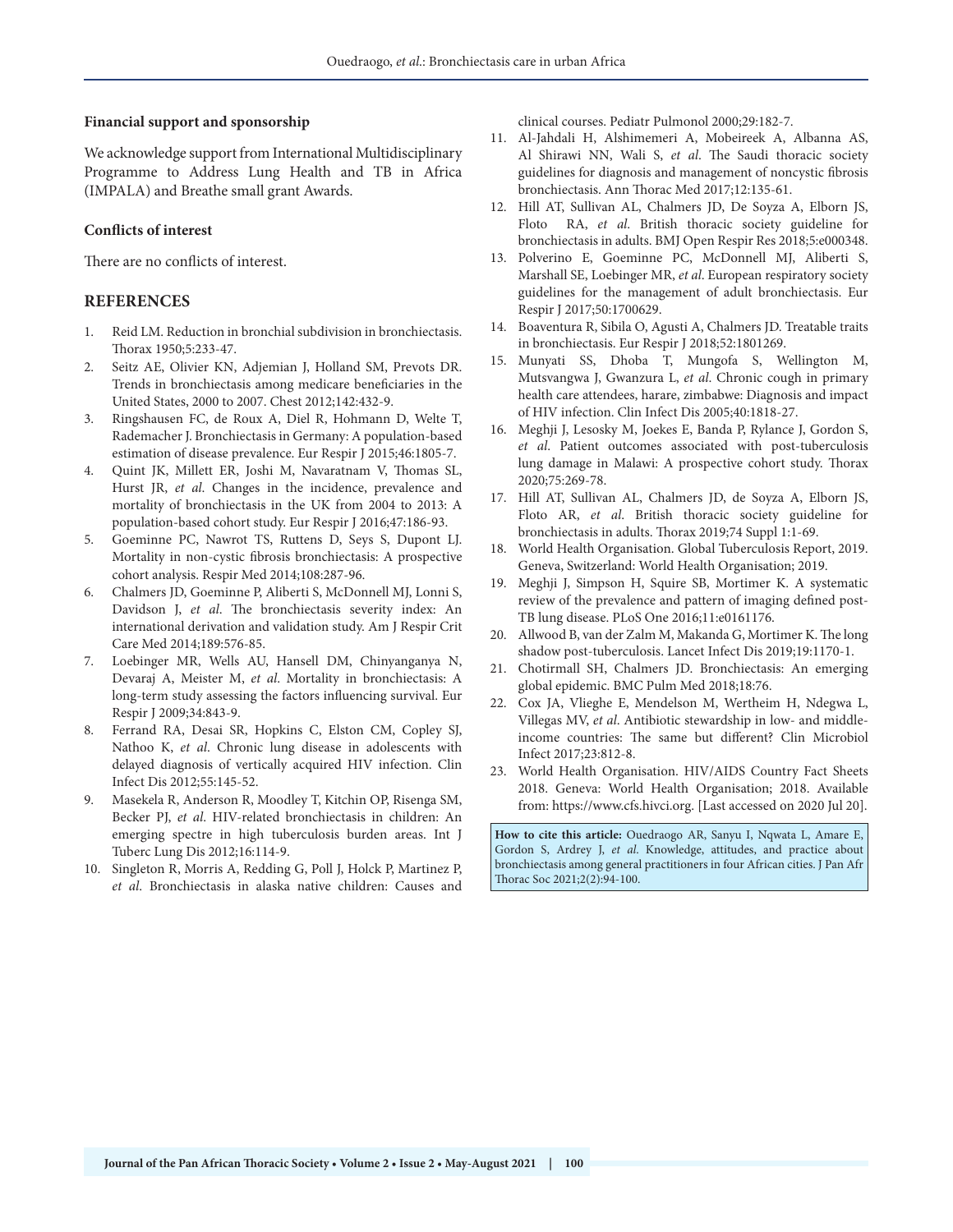### Financial support and sponsorship

We acknowledge support from International Multidisciplinary Programme to Address Lung Health and TB in Africa (IMPALA) and Breathe small grant Awards.

### Conflicts of interest

There are no conflicts of interest.

## REFERENCES

1. Reid LM. Reduction in bronchial subdivision in bronchiectasis. Thorax 1950;5:233-47.
2. Seitz AE, Olivier KN, Adjemian J, Holland SM, Prevots DR. Trends in bronchiectasis among medicare beneficiaries in the United States, 2000 to 2007. Chest 2012;142:432-9.
3. Ringshausen FC, de Roux A, Diel R, Hohmann D, Welte T, Rademacher J. Bronchiectasis in Germany: A population-based estimation of disease prevalence. Eur Respir J 2015;46:1805-7.
4. Quint JK, Millett ER, Joshi M, Navaratnam V, Thomas SL, Hurst JR, *et al.* Changes in the incidence, prevalence and mortality of bronchiectasis in the UK from 2004 to 2013: A population-based cohort study. Eur Respir J 2016;47:186-93.
5. Goeminne PC, Nawrot TS, Ruttens D, Seys S, Dupont LJ. Mortality in non-cystic fibrosis bronchiectasis: A prospective cohort analysis. Respir Med 2014;108:287-96.
6. Chalmers JD, Goeminne P, Aliberti S, McDonnell MJ, Lonni S, Davidson J, *et al*. The bronchiectasis severity index: An international derivation and validation study. Am J Respir Crit Care Med 2014;189:576-85.
7. Loebinger MR, Wells AU, Hansell DM, Chinyanganya N, Devaraj A, Meister M, *et al*. Mortality in bronchiectasis: A long-term study assessing the factors influencing survival. Eur Respir J 2009;34:843-9.
8. Ferrand RA, Desai SR, Hopkins C, Elston CM, Copley SJ, Nathoo K, *et al*. Chronic lung disease in adolescents with delayed diagnosis of vertically acquired HIV infection. Clin Infect Dis 2012;55:145-52.
9. Masekela R, Anderson R, Moodley T, Kitchin OP, Risenga SM, Becker PJ, *et al*. HIV-related bronchiectasis in children: An emerging spectre in high tuberculosis burden areas. Int J Tuberc Lung Dis 2012;16:114-9.
10. Singleton R, Morris A, Redding G, Poll J, Holck P, Martinez P, *et al*. Bronchiectasis in alaska native children: Causes and clinical courses. Pediatr Pulmonol 2000;29:182-7.
11. Al-Jahdali H, Alshimemeri A, Mobeireek A, Albanna AS, Al Shirawi NN, Wali S, *et al*. The Saudi thoracic society guidelines for diagnosis and management of noncystic fibrosis bronchiectasis. Ann Thorac Med 2017;12:135-61.
12. Hill AT, Sullivan AL, Chalmers JD, De Soyza A, Elborn JS, Floto RA, *et al*. British thoracic society guideline for bronchiectasis in adults. BMJ Open Respir Res 2018;5:e000348.
13. Polverino E, Goeminne PC, McDonnell MJ, Aliberti S, Marshall SE, Loebinger MR, *et al*. European respiratory society guidelines for the management of adult bronchiectasis. Eur Respir J 2017;50:1700629.
14. Boaventura R, Sibila O, Agusti A, Chalmers JD. Treatable traits in bronchiectasis. Eur Respir J 2018;52:1801269.
15. Munyati SS, Dhoba T, Mungofa S, Wellington M, Mutsvangwa J, Gwanzura L, *et al*. Chronic cough in primary health care attendees, harare, zimbabwe: Diagnosis and impact of HIV infection. Clin Infect Dis 2005;40:1818-27.
16. Meghji J, Lesosky M, Joekes E, Banda P, Rylance J, Gordon S, *et al*. Patient outcomes associated with post-tuberculosis lung damage in Malawi: A prospective cohort study. Thorax 2020;75:269-78.
17. Hill AT, Sullivan AL, Chalmers JD, de Soyza A, Elborn JS, Floto AR, *et al*. British thoracic society guideline for bronchiectasis in adults. Thorax 2019;74 Suppl 1:1-69.
18. World Health Organisation. Global Tuberculosis Report, 2019. Geneva, Switzerland: World Health Organisation; 2019.
19. Meghji J, Simpson H, Squire SB, Mortimer K. A systematic review of the prevalence and pattern of imaging defined post-TB lung disease. PLoS One 2016;11:e0161176.
20. Allwood B, van der Zalm M, Makanda G, Mortimer K. The long shadow post-tuberculosis. Lancet Infect Dis 2019;19:1170-1.
21. Chotirmall SH, Chalmers JD. Bronchiectasis: An emerging global epidemic. BMC Pulm Med 2018;18:76.
22. Cox JA, Vlieghe E, Mendelson M, Wertheim H, Ndegwa L, Villegas MV, *et al*. Antibiotic stewardship in low- and middle-income countries: The same but different? Clin Microbiol Infect 2017;23:812-8.
23. World Health Organisation. HIV/AIDS Country Fact Sheets 2018. Geneva: World Health Organisation; 2018. Available from: https://www.cfs.hivci.org. [Last accessed on 2020 Jul 20].

**How to cite this article:** Ouedraogo AR, Sanyu I, Nqwata L, Amare E, Gordon S, Ardrey J, *et al.* Knowledge, attitudes, and practice about bronchiectasis among general practitioners in four African cities. J Pan Afr Thorac Soc 2021;2(2):94-100.